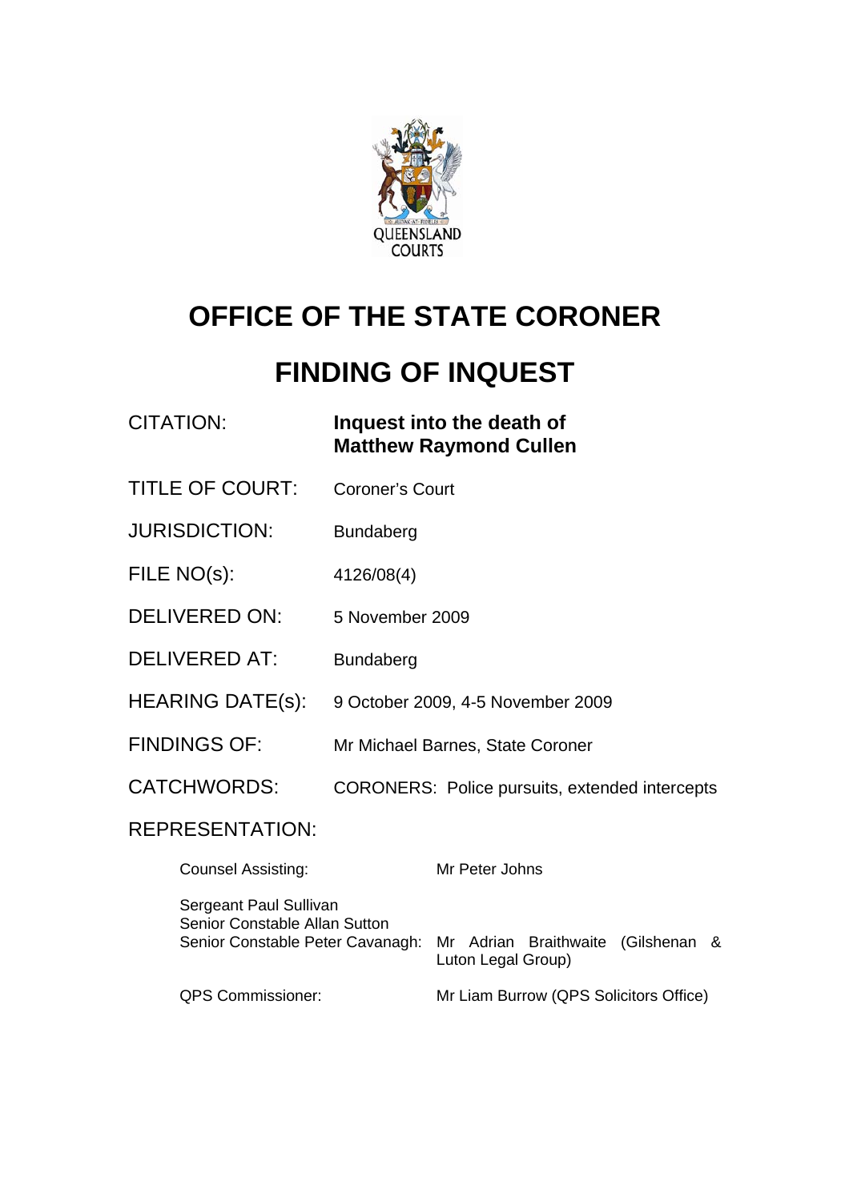QUEENSLAND COURTS

# OFFICE OF THE STATE CORONER

# FINDING OF INQUEST

| | |
|---|---|
| CITATION: | **Inquest into the death of Matthew Raymond Cullen** |
| TITLE OF COURT: | Coroner's Court |
| JURISDICTION: | Bundaberg |
| FILE NO(s): | 4126/08(4) |
| DELIVERED ON: | 5 November 2009 |
| DELIVERED AT: | Bundaberg |
| HEARING DATE(s): | 9 October 2009, 4-5 November 2009 |
| FINDINGS OF: | Mr Michael Barnes, State Coroner |
| CATCHWORDS: | CORONERS: Police pursuits, extended intercepts |

REPRESENTATION:

| | |
|---|---|
| Counsel Assisting: | Mr Peter Johns |
| Sergeant Paul Sullivan<br>Senior Constable Allan Sutton<br>Senior Constable Peter Cavanagh: | Mr Adrian Braithwaite (Gilshenan & Luton Legal Group) |
| QPS Commissioner: | Mr Liam Burrow (QPS Solicitors Office) |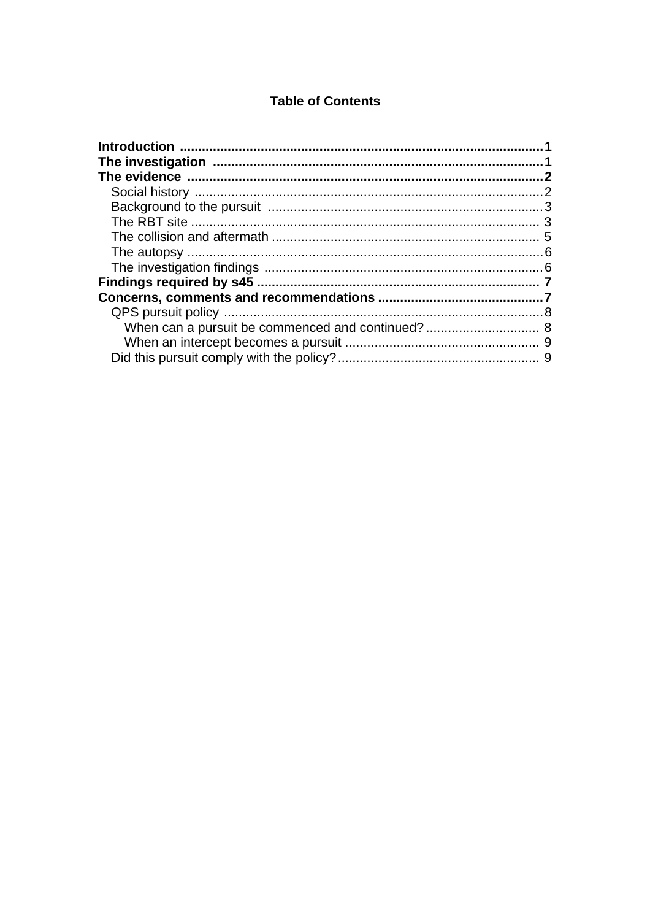**Table of Contents**

**Introduction** .......... **1**
**The investigation** .......... **1**
**The evidence** .......... **2**
- Social history .......... 2
- Background to the pursuit .......... 3
- The RBT site .......... 3
- The collision and aftermath .......... 5
- The autopsy .......... 6
- The investigation findings .......... 6

**Findings required by s45** .......... **7**
**Concerns, comments and recommendations** .......... **7**
- QPS pursuit policy .......... 8
  - When can a pursuit be commenced and continued? .......... 8
  - When an intercept becomes a pursuit .......... 9
- Did this pursuit comply with the policy? .......... 9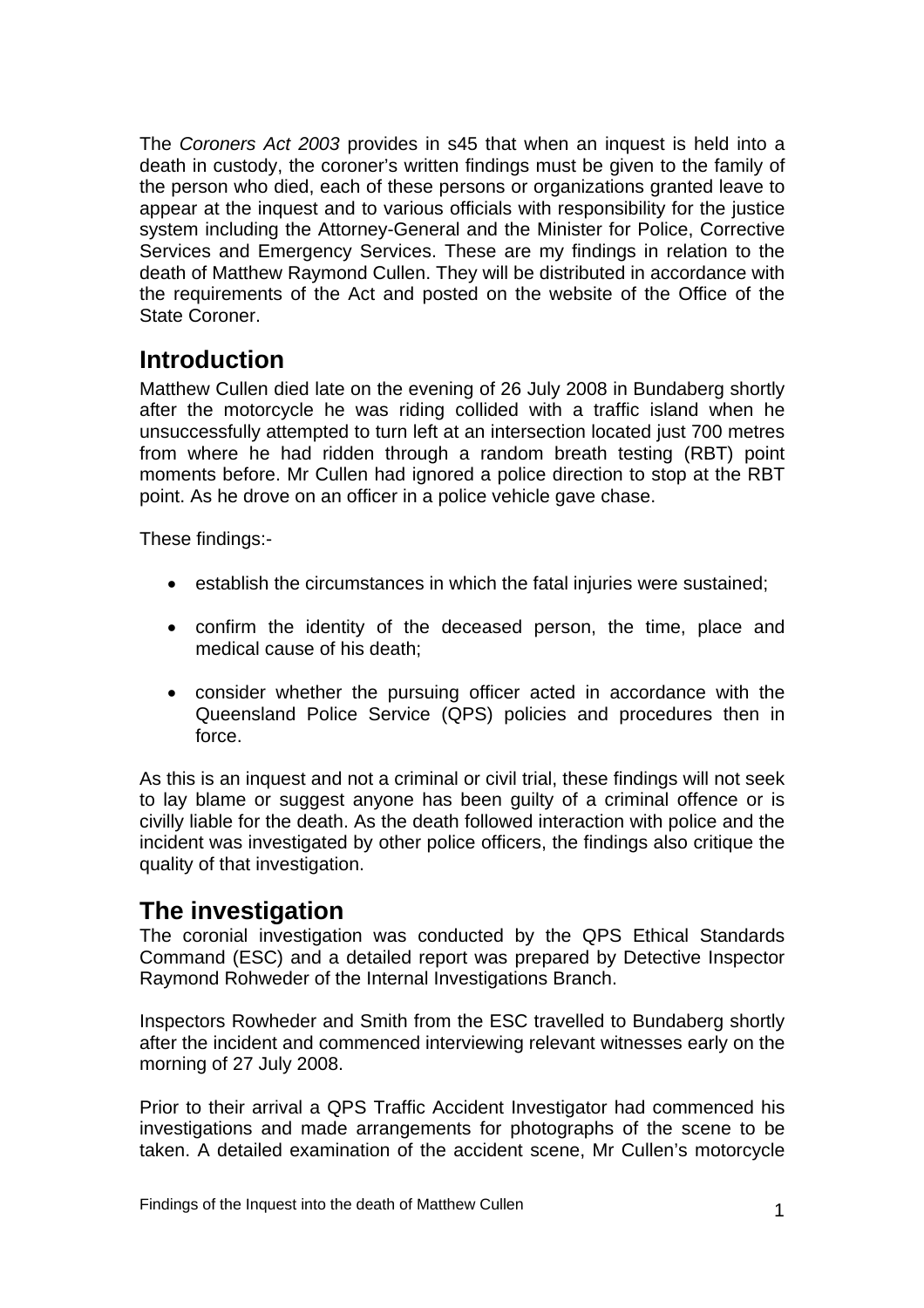The *Coroners Act 2003* provides in s45 that when an inquest is held into a death in custody, the coroner's written findings must be given to the family of the person who died, each of these persons or organizations granted leave to appear at the inquest and to various officials with responsibility for the justice system including the Attorney-General and the Minister for Police, Corrective Services and Emergency Services. These are my findings in relation to the death of Matthew Raymond Cullen. They will be distributed in accordance with the requirements of the Act and posted on the website of the Office of the State Coroner.

## Introduction

Matthew Cullen died late on the evening of 26 July 2008 in Bundaberg shortly after the motorcycle he was riding collided with a traffic island when he unsuccessfully attempted to turn left at an intersection located just 700 metres from where he had ridden through a random breath testing (RBT) point moments before. Mr Cullen had ignored a police direction to stop at the RBT point. As he drove on an officer in a police vehicle gave chase.

These findings:-

- establish the circumstances in which the fatal injuries were sustained;
- confirm the identity of the deceased person, the time, place and medical cause of his death;
- consider whether the pursuing officer acted in accordance with the Queensland Police Service (QPS) policies and procedures then in force.

As this is an inquest and not a criminal or civil trial, these findings will not seek to lay blame or suggest anyone has been guilty of a criminal offence or is civilly liable for the death. As the death followed interaction with police and the incident was investigated by other police officers, the findings also critique the quality of that investigation.

## The investigation

The coronial investigation was conducted by the QPS Ethical Standards Command (ESC) and a detailed report was prepared by Detective Inspector Raymond Rohweder of the Internal Investigations Branch.

Inspectors Rowheder and Smith from the ESC travelled to Bundaberg shortly after the incident and commenced interviewing relevant witnesses early on the morning of 27 July 2008.

Prior to their arrival a QPS Traffic Accident Investigator had commenced his investigations and made arrangements for photographs of the scene to be taken. A detailed examination of the accident scene, Mr Cullen's motorcycle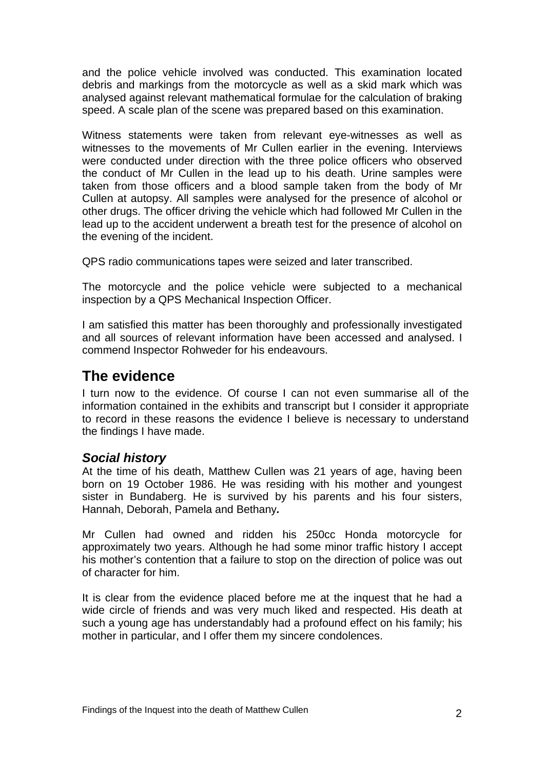and the police vehicle involved was conducted. This examination located debris and markings from the motorcycle as well as a skid mark which was analysed against relevant mathematical formulae for the calculation of braking speed. A scale plan of the scene was prepared based on this examination.

Witness statements were taken from relevant eye-witnesses as well as witnesses to the movements of Mr Cullen earlier in the evening. Interviews were conducted under direction with the three police officers who observed the conduct of Mr Cullen in the lead up to his death. Urine samples were taken from those officers and a blood sample taken from the body of Mr Cullen at autopsy. All samples were analysed for the presence of alcohol or other drugs. The officer driving the vehicle which had followed Mr Cullen in the lead up to the accident underwent a breath test for the presence of alcohol on the evening of the incident.

QPS radio communications tapes were seized and later transcribed.

The motorcycle and the police vehicle were subjected to a mechanical inspection by a QPS Mechanical Inspection Officer.

I am satisfied this matter has been thoroughly and professionally investigated and all sources of relevant information have been accessed and analysed. I commend Inspector Rohweder for his endeavours.

## The evidence

I turn now to the evidence. Of course I can not even summarise all of the information contained in the exhibits and transcript but I consider it appropriate to record in these reasons the evidence I believe is necessary to understand the findings I have made.

### *Social history*

At the time of his death, Matthew Cullen was 21 years of age, having been born on 19 October 1986. He was residing with his mother and youngest sister in Bundaberg. He is survived by his parents and his four sisters, Hannah, Deborah, Pamela and Bethany*.*

Mr Cullen had owned and ridden his 250cc Honda motorcycle for approximately two years. Although he had some minor traffic history I accept his mother's contention that a failure to stop on the direction of police was out of character for him.

It is clear from the evidence placed before me at the inquest that he had a wide circle of friends and was very much liked and respected. His death at such a young age has understandably had a profound effect on his family; his mother in particular, and I offer them my sincere condolences.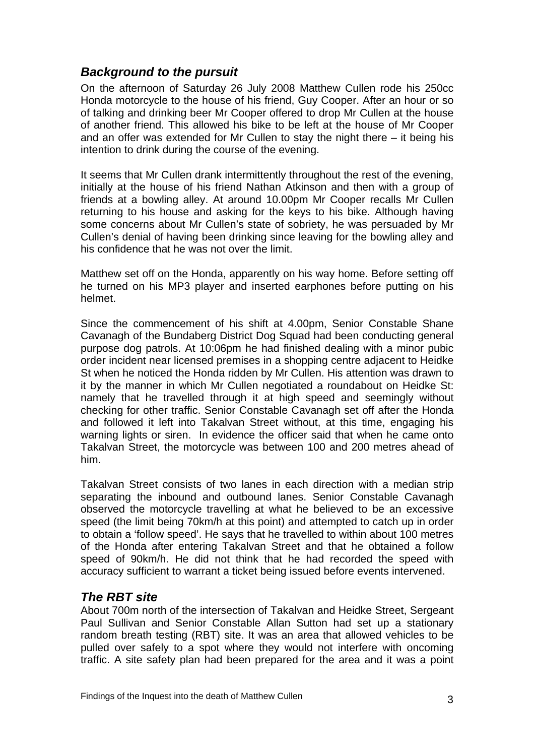## *Background to the pursuit*

On the afternoon of Saturday 26 July 2008 Matthew Cullen rode his 250cc Honda motorcycle to the house of his friend, Guy Cooper. After an hour or so of talking and drinking beer Mr Cooper offered to drop Mr Cullen at the house of another friend. This allowed his bike to be left at the house of Mr Cooper and an offer was extended for Mr Cullen to stay the night there – it being his intention to drink during the course of the evening.

It seems that Mr Cullen drank intermittently throughout the rest of the evening, initially at the house of his friend Nathan Atkinson and then with a group of friends at a bowling alley. At around 10.00pm Mr Cooper recalls Mr Cullen returning to his house and asking for the keys to his bike. Although having some concerns about Mr Cullen's state of sobriety, he was persuaded by Mr Cullen's denial of having been drinking since leaving for the bowling alley and his confidence that he was not over the limit.

Matthew set off on the Honda, apparently on his way home. Before setting off he turned on his MP3 player and inserted earphones before putting on his helmet.

Since the commencement of his shift at 4.00pm, Senior Constable Shane Cavanagh of the Bundaberg District Dog Squad had been conducting general purpose dog patrols. At 10:06pm he had finished dealing with a minor pubic order incident near licensed premises in a shopping centre adjacent to Heidke St when he noticed the Honda ridden by Mr Cullen. His attention was drawn to it by the manner in which Mr Cullen negotiated a roundabout on Heidke St: namely that he travelled through it at high speed and seemingly without checking for other traffic. Senior Constable Cavanagh set off after the Honda and followed it left into Takalvan Street without, at this time, engaging his warning lights or siren. In evidence the officer said that when he came onto Takalvan Street, the motorcycle was between 100 and 200 metres ahead of him.

Takalvan Street consists of two lanes in each direction with a median strip separating the inbound and outbound lanes. Senior Constable Cavanagh observed the motorcycle travelling at what he believed to be an excessive speed (the limit being 70km/h at this point) and attempted to catch up in order to obtain a 'follow speed'. He says that he travelled to within about 100 metres of the Honda after entering Takalvan Street and that he obtained a follow speed of 90km/h. He did not think that he had recorded the speed with accuracy sufficient to warrant a ticket being issued before events intervened.

## *The RBT site*

About 700m north of the intersection of Takalvan and Heidke Street, Sergeant Paul Sullivan and Senior Constable Allan Sutton had set up a stationary random breath testing (RBT) site. It was an area that allowed vehicles to be pulled over safely to a spot where they would not interfere with oncoming traffic. A site safety plan had been prepared for the area and it was a point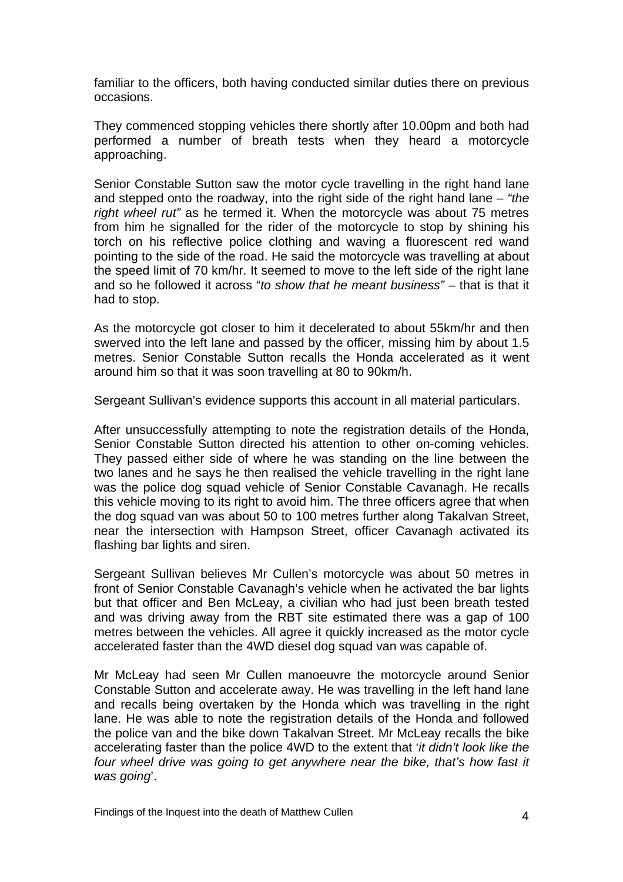familiar to the officers, both having conducted similar duties there on previous occasions.

They commenced stopping vehicles there shortly after 10.00pm and both had performed a number of breath tests when they heard a motorcycle approaching.

Senior Constable Sutton saw the motor cycle travelling in the right hand lane and stepped onto the roadway, into the right side of the right hand lane – *"the right wheel rut"* as he termed it. When the motorcycle was about 75 metres from him he signalled for the rider of the motorcycle to stop by shining his torch on his reflective police clothing and waving a fluorescent red wand pointing to the side of the road. He said the motorcycle was travelling at about the speed limit of 70 km/hr. It seemed to move to the left side of the right lane and so he followed it across "*to show that he meant business"* – that is that it had to stop.

As the motorcycle got closer to him it decelerated to about 55km/hr and then swerved into the left lane and passed by the officer, missing him by about 1.5 metres. Senior Constable Sutton recalls the Honda accelerated as it went around him so that it was soon travelling at 80 to 90km/h.

Sergeant Sullivan's evidence supports this account in all material particulars.

After unsuccessfully attempting to note the registration details of the Honda, Senior Constable Sutton directed his attention to other on-coming vehicles. They passed either side of where he was standing on the line between the two lanes and he says he then realised the vehicle travelling in the right lane was the police dog squad vehicle of Senior Constable Cavanagh. He recalls this vehicle moving to its right to avoid him. The three officers agree that when the dog squad van was about 50 to 100 metres further along Takalvan Street, near the intersection with Hampson Street, officer Cavanagh activated its flashing bar lights and siren.

Sergeant Sullivan believes Mr Cullen's motorcycle was about 50 metres in front of Senior Constable Cavanagh's vehicle when he activated the bar lights but that officer and Ben McLeay, a civilian who had just been breath tested and was driving away from the RBT site estimated there was a gap of 100 metres between the vehicles. All agree it quickly increased as the motor cycle accelerated faster than the 4WD diesel dog squad van was capable of.

Mr McLeay had seen Mr Cullen manoeuvre the motorcycle around Senior Constable Sutton and accelerate away. He was travelling in the left hand lane and recalls being overtaken by the Honda which was travelling in the right lane. He was able to note the registration details of the Honda and followed the police van and the bike down Takalvan Street. Mr McLeay recalls the bike accelerating faster than the police 4WD to the extent that '*it didn't look like the four wheel drive was going to get anywhere near the bike, that's how fast it was going*'.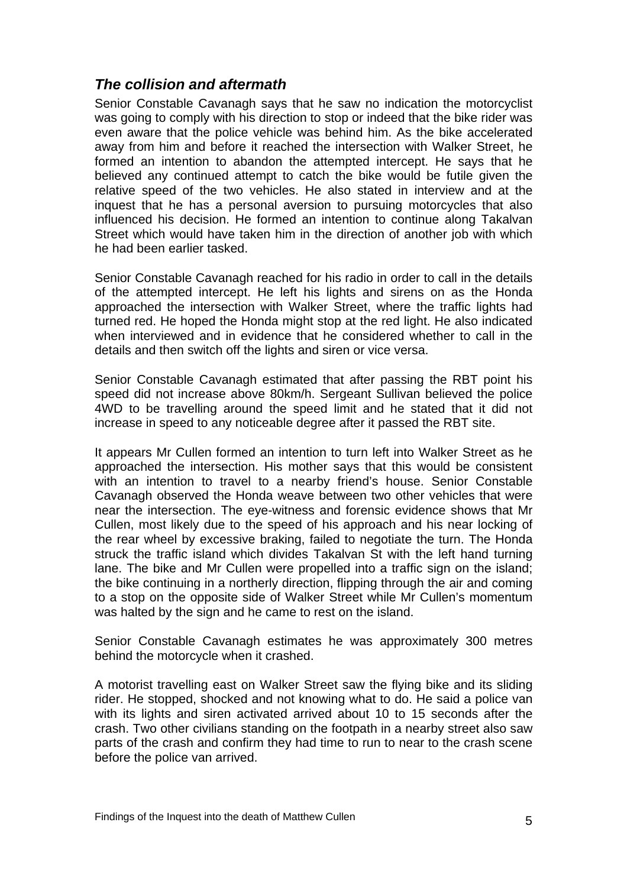### *The collision and aftermath*

Senior Constable Cavanagh says that he saw no indication the motorcyclist was going to comply with his direction to stop or indeed that the bike rider was even aware that the police vehicle was behind him. As the bike accelerated away from him and before it reached the intersection with Walker Street, he formed an intention to abandon the attempted intercept. He says that he believed any continued attempt to catch the bike would be futile given the relative speed of the two vehicles. He also stated in interview and at the inquest that he has a personal aversion to pursuing motorcycles that also influenced his decision. He formed an intention to continue along Takalvan Street which would have taken him in the direction of another job with which he had been earlier tasked.

Senior Constable Cavanagh reached for his radio in order to call in the details of the attempted intercept. He left his lights and sirens on as the Honda approached the intersection with Walker Street, where the traffic lights had turned red. He hoped the Honda might stop at the red light. He also indicated when interviewed and in evidence that he considered whether to call in the details and then switch off the lights and siren or vice versa.

Senior Constable Cavanagh estimated that after passing the RBT point his speed did not increase above 80km/h. Sergeant Sullivan believed the police 4WD to be travelling around the speed limit and he stated that it did not increase in speed to any noticeable degree after it passed the RBT site.

It appears Mr Cullen formed an intention to turn left into Walker Street as he approached the intersection. His mother says that this would be consistent with an intention to travel to a nearby friend's house. Senior Constable Cavanagh observed the Honda weave between two other vehicles that were near the intersection. The eye-witness and forensic evidence shows that Mr Cullen, most likely due to the speed of his approach and his near locking of the rear wheel by excessive braking, failed to negotiate the turn. The Honda struck the traffic island which divides Takalvan St with the left hand turning lane. The bike and Mr Cullen were propelled into a traffic sign on the island; the bike continuing in a northerly direction, flipping through the air and coming to a stop on the opposite side of Walker Street while Mr Cullen's momentum was halted by the sign and he came to rest on the island.

Senior Constable Cavanagh estimates he was approximately 300 metres behind the motorcycle when it crashed.

A motorist travelling east on Walker Street saw the flying bike and its sliding rider. He stopped, shocked and not knowing what to do. He said a police van with its lights and siren activated arrived about 10 to 15 seconds after the crash. Two other civilians standing on the footpath in a nearby street also saw parts of the crash and confirm they had time to run to near to the crash scene before the police van arrived.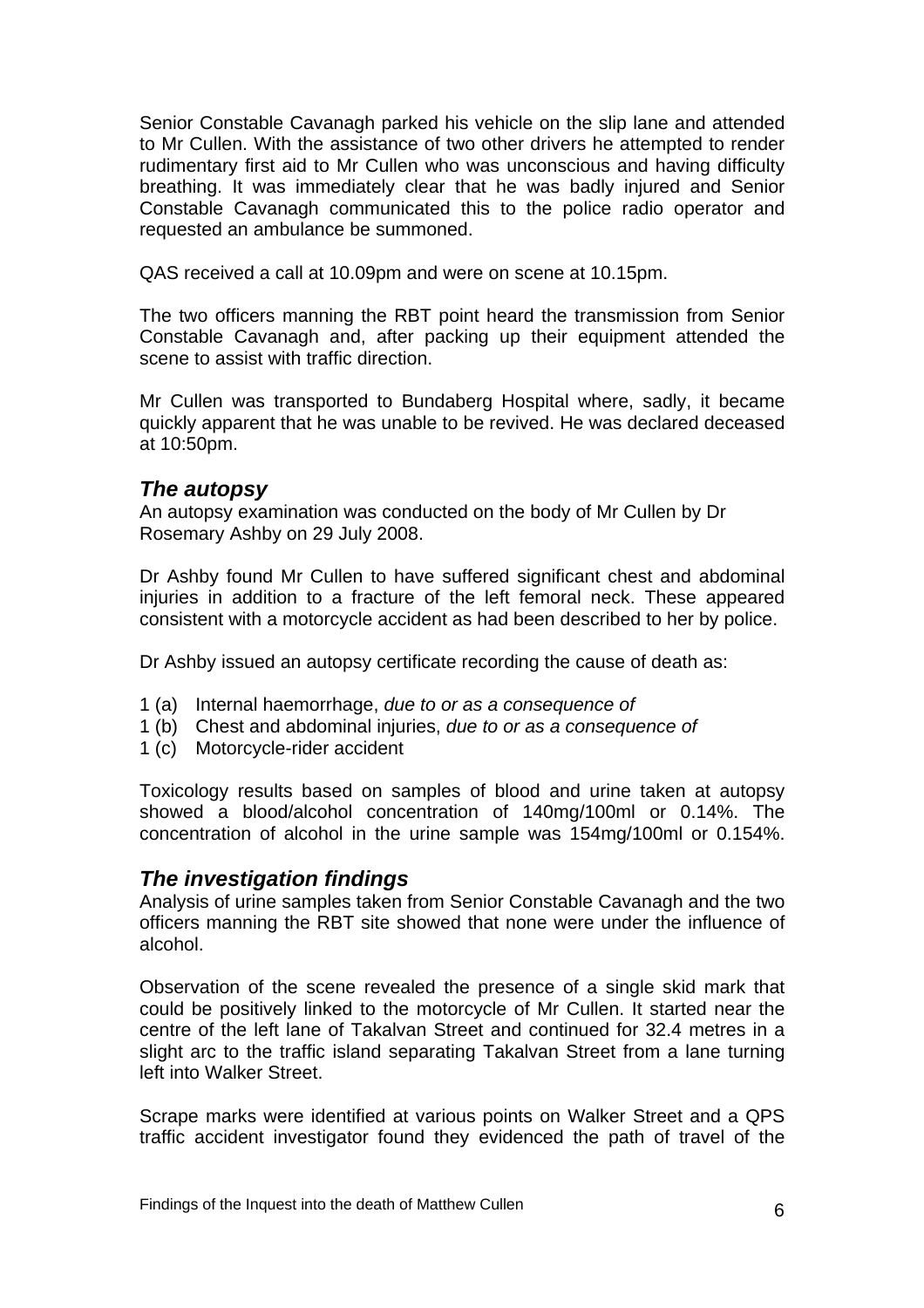Senior Constable Cavanagh parked his vehicle on the slip lane and attended to Mr Cullen. With the assistance of two other drivers he attempted to render rudimentary first aid to Mr Cullen who was unconscious and having difficulty breathing. It was immediately clear that he was badly injured and Senior Constable Cavanagh communicated this to the police radio operator and requested an ambulance be summoned.

QAS received a call at 10.09pm and were on scene at 10.15pm.

The two officers manning the RBT point heard the transmission from Senior Constable Cavanagh and, after packing up their equipment attended the scene to assist with traffic direction.

Mr Cullen was transported to Bundaberg Hospital where, sadly, it became quickly apparent that he was unable to be revived. He was declared deceased at 10:50pm.

### *The autopsy*

An autopsy examination was conducted on the body of Mr Cullen by Dr Rosemary Ashby on 29 July 2008.

Dr Ashby found Mr Cullen to have suffered significant chest and abdominal injuries in addition to a fracture of the left femoral neck. These appeared consistent with a motorcycle accident as had been described to her by police.

Dr Ashby issued an autopsy certificate recording the cause of death as:

1 (a) Internal haemorrhage, *due to or as a consequence of*
1 (b) Chest and abdominal injuries, *due to or as a consequence of*
1 (c) Motorcycle-rider accident

Toxicology results based on samples of blood and urine taken at autopsy showed a blood/alcohol concentration of 140mg/100ml or 0.14%. The concentration of alcohol in the urine sample was 154mg/100ml or 0.154%.

### *The investigation findings*

Analysis of urine samples taken from Senior Constable Cavanagh and the two officers manning the RBT site showed that none were under the influence of alcohol.

Observation of the scene revealed the presence of a single skid mark that could be positively linked to the motorcycle of Mr Cullen. It started near the centre of the left lane of Takalvan Street and continued for 32.4 metres in a slight arc to the traffic island separating Takalvan Street from a lane turning left into Walker Street.

Scrape marks were identified at various points on Walker Street and a QPS traffic accident investigator found they evidenced the path of travel of the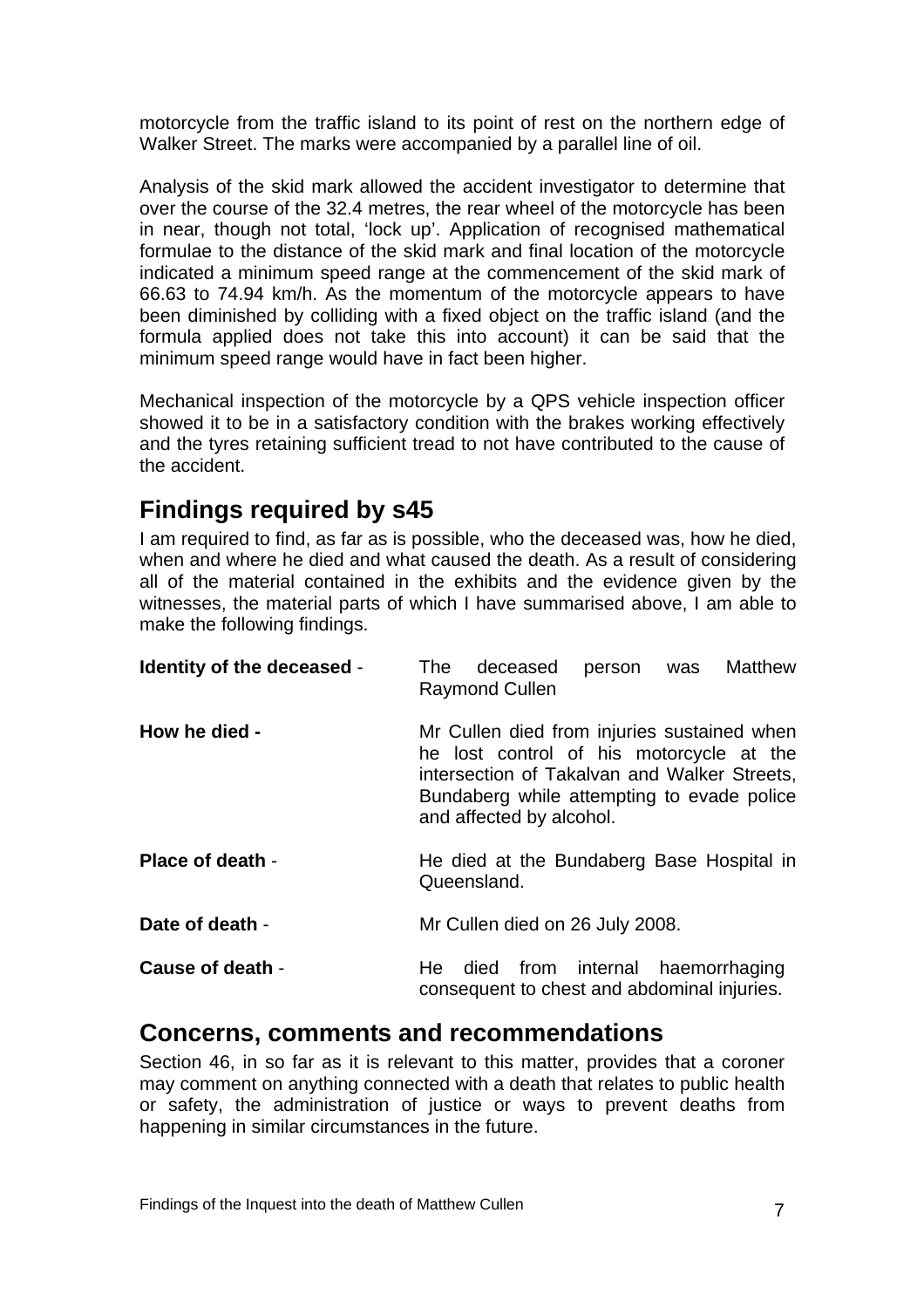motorcycle from the traffic island to its point of rest on the northern edge of Walker Street. The marks were accompanied by a parallel line of oil.

Analysis of the skid mark allowed the accident investigator to determine that over the course of the 32.4 metres, the rear wheel of the motorcycle has been in near, though not total, 'lock up'. Application of recognised mathematical formulae to the distance of the skid mark and final location of the motorcycle indicated a minimum speed range at the commencement of the skid mark of 66.63 to 74.94 km/h. As the momentum of the motorcycle appears to have been diminished by colliding with a fixed object on the traffic island (and the formula applied does not take this into account) it can be said that the minimum speed range would have in fact been higher.

Mechanical inspection of the motorcycle by a QPS vehicle inspection officer showed it to be in a satisfactory condition with the brakes working effectively and the tyres retaining sufficient tread to not have contributed to the cause of the accident.

## Findings required by s45

I am required to find, as far as is possible, who the deceased was, how he died, when and where he died and what caused the death. As a result of considering all of the material contained in the exhibits and the evidence given by the witnesses, the material parts of which I have summarised above, I am able to make the following findings.

**Identity of the deceased** - The deceased person was Matthew Raymond Cullen

**How he died -** Mr Cullen died from injuries sustained when he lost control of his motorcycle at the intersection of Takalvan and Walker Streets, Bundaberg while attempting to evade police and affected by alcohol.

**Place of death** - He died at the Bundaberg Base Hospital in Queensland.

**Date of death** - Mr Cullen died on 26 July 2008.

**Cause of death** - He died from internal haemorrhaging consequent to chest and abdominal injuries.

## Concerns, comments and recommendations

Section 46, in so far as it is relevant to this matter, provides that a coroner may comment on anything connected with a death that relates to public health or safety, the administration of justice or ways to prevent deaths from happening in similar circumstances in the future.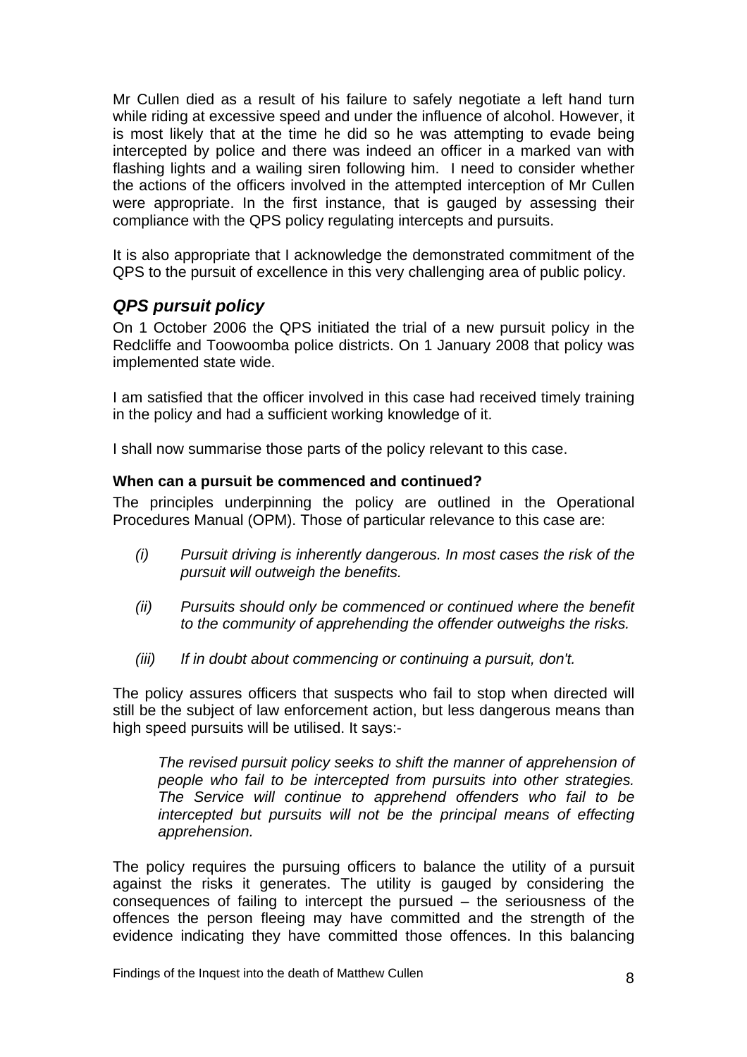Mr Cullen died as a result of his failure to safely negotiate a left hand turn while riding at excessive speed and under the influence of alcohol. However, it is most likely that at the time he did so he was attempting to evade being intercepted by police and there was indeed an officer in a marked van with flashing lights and a wailing siren following him. I need to consider whether the actions of the officers involved in the attempted interception of Mr Cullen were appropriate. In the first instance, that is gauged by assessing their compliance with the QPS policy regulating intercepts and pursuits.

It is also appropriate that I acknowledge the demonstrated commitment of the QPS to the pursuit of excellence in this very challenging area of public policy.

## *QPS pursuit policy*

On 1 October 2006 the QPS initiated the trial of a new pursuit policy in the Redcliffe and Toowoomba police districts. On 1 January 2008 that policy was implemented state wide.

I am satisfied that the officer involved in this case had received timely training in the policy and had a sufficient working knowledge of it.

I shall now summarise those parts of the policy relevant to this case.

### When can a pursuit be commenced and continued?

The principles underpinning the policy are outlined in the Operational Procedures Manual (OPM). Those of particular relevance to this case are:

- *(i) Pursuit driving is inherently dangerous. In most cases the risk of the pursuit will outweigh the benefits.*
- *(ii) Pursuits should only be commenced or continued where the benefit to the community of apprehending the offender outweighs the risks.*
- *(iii) If in doubt about commencing or continuing a pursuit, don't.*

The policy assures officers that suspects who fail to stop when directed will still be the subject of law enforcement action, but less dangerous means than high speed pursuits will be utilised. It says:-

> *The revised pursuit policy seeks to shift the manner of apprehension of people who fail to be intercepted from pursuits into other strategies. The Service will continue to apprehend offenders who fail to be intercepted but pursuits will not be the principal means of effecting apprehension.*

The policy requires the pursuing officers to balance the utility of a pursuit against the risks it generates. The utility is gauged by considering the consequences of failing to intercept the pursued – the seriousness of the offences the person fleeing may have committed and the strength of the evidence indicating they have committed those offences. In this balancing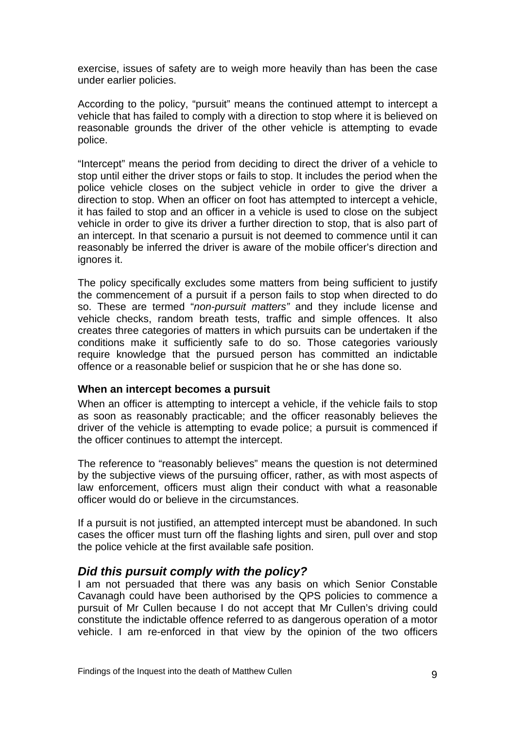exercise, issues of safety are to weigh more heavily than has been the case under earlier policies.

According to the policy, "pursuit" means the continued attempt to intercept a vehicle that has failed to comply with a direction to stop where it is believed on reasonable grounds the driver of the other vehicle is attempting to evade police.

"Intercept" means the period from deciding to direct the driver of a vehicle to stop until either the driver stops or fails to stop. It includes the period when the police vehicle closes on the subject vehicle in order to give the driver a direction to stop. When an officer on foot has attempted to intercept a vehicle, it has failed to stop and an officer in a vehicle is used to close on the subject vehicle in order to give its driver a further direction to stop, that is also part of an intercept. In that scenario a pursuit is not deemed to commence until it can reasonably be inferred the driver is aware of the mobile officer's direction and ignores it.

The policy specifically excludes some matters from being sufficient to justify the commencement of a pursuit if a person fails to stop when directed to do so. These are termed "*non-pursuit matters"* and they include license and vehicle checks, random breath tests, traffic and simple offences. It also creates three categories of matters in which pursuits can be undertaken if the conditions make it sufficiently safe to do so. Those categories variously require knowledge that the pursued person has committed an indictable offence or a reasonable belief or suspicion that he or she has done so.

#### When an intercept becomes a pursuit

When an officer is attempting to intercept a vehicle, if the vehicle fails to stop as soon as reasonably practicable; and the officer reasonably believes the driver of the vehicle is attempting to evade police; a pursuit is commenced if the officer continues to attempt the intercept.

The reference to "reasonably believes" means the question is not determined by the subjective views of the pursuing officer, rather, as with most aspects of law enforcement, officers must align their conduct with what a reasonable officer would do or believe in the circumstances.

If a pursuit is not justified, an attempted intercept must be abandoned. In such cases the officer must turn off the flashing lights and siren, pull over and stop the police vehicle at the first available safe position.

### *Did this pursuit comply with the policy?*

I am not persuaded that there was any basis on which Senior Constable Cavanagh could have been authorised by the QPS policies to commence a pursuit of Mr Cullen because I do not accept that Mr Cullen's driving could constitute the indictable offence referred to as dangerous operation of a motor vehicle. I am re-enforced in that view by the opinion of the two officers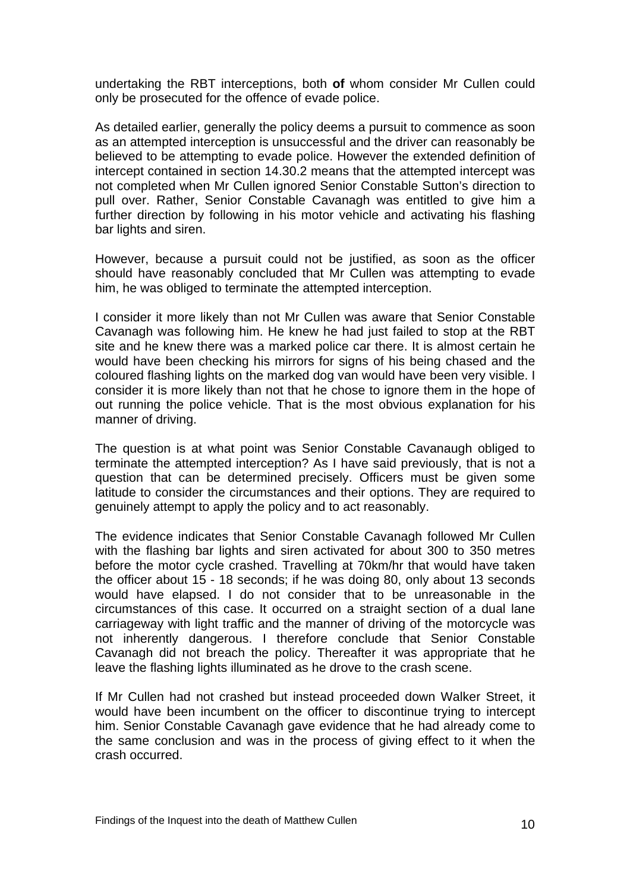undertaking the RBT interceptions, both **of** whom consider Mr Cullen could only be prosecuted for the offence of evade police.

As detailed earlier, generally the policy deems a pursuit to commence as soon as an attempted interception is unsuccessful and the driver can reasonably be believed to be attempting to evade police. However the extended definition of intercept contained in section 14.30.2 means that the attempted intercept was not completed when Mr Cullen ignored Senior Constable Sutton's direction to pull over. Rather, Senior Constable Cavanagh was entitled to give him a further direction by following in his motor vehicle and activating his flashing bar lights and siren.

However, because a pursuit could not be justified, as soon as the officer should have reasonably concluded that Mr Cullen was attempting to evade him, he was obliged to terminate the attempted interception.

I consider it more likely than not Mr Cullen was aware that Senior Constable Cavanagh was following him. He knew he had just failed to stop at the RBT site and he knew there was a marked police car there. It is almost certain he would have been checking his mirrors for signs of his being chased and the coloured flashing lights on the marked dog van would have been very visible. I consider it is more likely than not that he chose to ignore them in the hope of out running the police vehicle. That is the most obvious explanation for his manner of driving.

The question is at what point was Senior Constable Cavanaugh obliged to terminate the attempted interception? As I have said previously, that is not a question that can be determined precisely. Officers must be given some latitude to consider the circumstances and their options. They are required to genuinely attempt to apply the policy and to act reasonably.

The evidence indicates that Senior Constable Cavanagh followed Mr Cullen with the flashing bar lights and siren activated for about 300 to 350 metres before the motor cycle crashed. Travelling at 70km/hr that would have taken the officer about 15 - 18 seconds; if he was doing 80, only about 13 seconds would have elapsed. I do not consider that to be unreasonable in the circumstances of this case. It occurred on a straight section of a dual lane carriageway with light traffic and the manner of driving of the motorcycle was not inherently dangerous. I therefore conclude that Senior Constable Cavanagh did not breach the policy. Thereafter it was appropriate that he leave the flashing lights illuminated as he drove to the crash scene.

If Mr Cullen had not crashed but instead proceeded down Walker Street, it would have been incumbent on the officer to discontinue trying to intercept him. Senior Constable Cavanagh gave evidence that he had already come to the same conclusion and was in the process of giving effect to it when the crash occurred.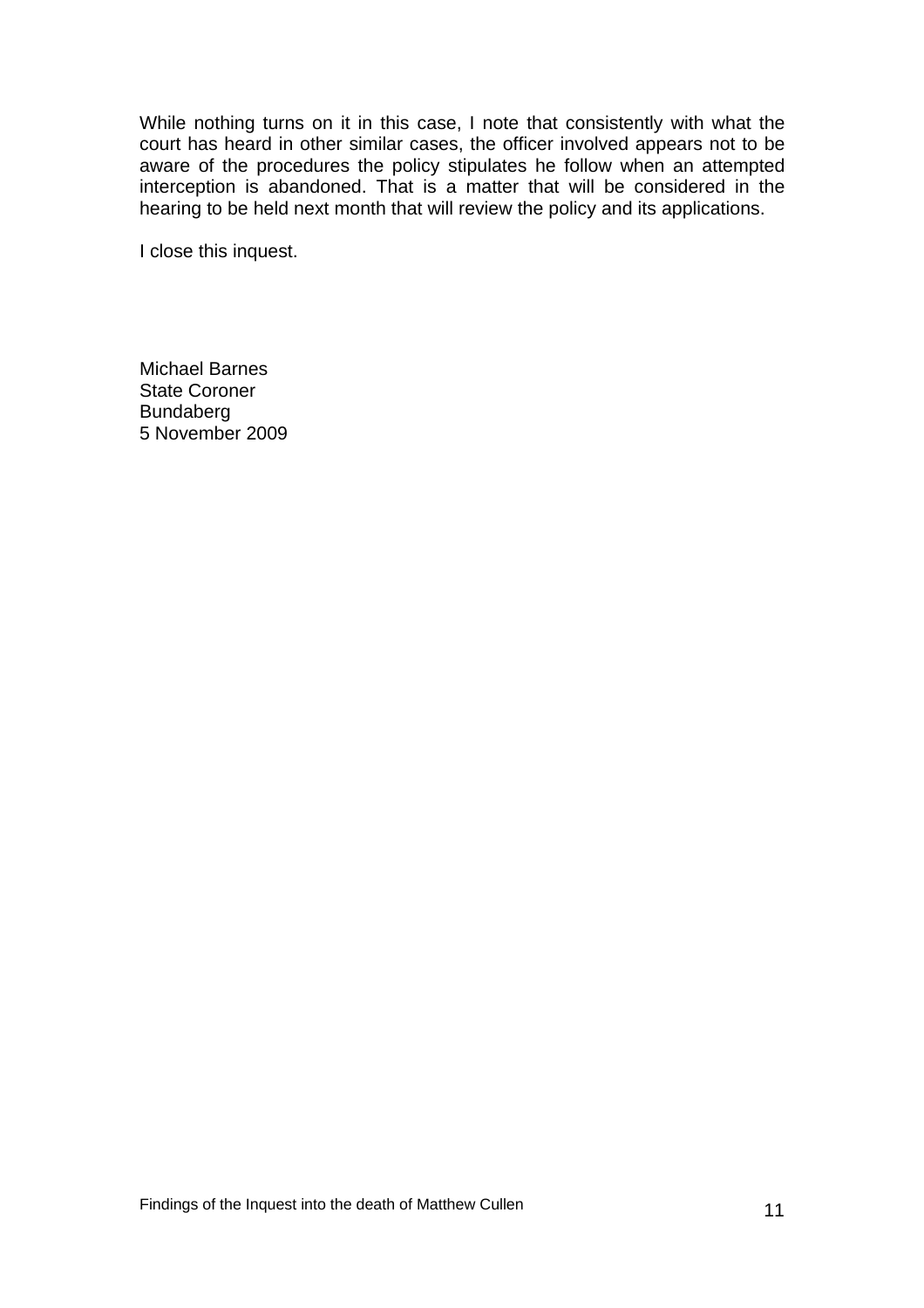While nothing turns on it in this case, I note that consistently with what the court has heard in other similar cases, the officer involved appears not to be aware of the procedures the policy stipulates he follow when an attempted interception is abandoned. That is a matter that will be considered in the hearing to be held next month that will review the policy and its applications.

I close this inquest.

Michael Barnes  
State Coroner  
Bundaberg  
5 November 2009